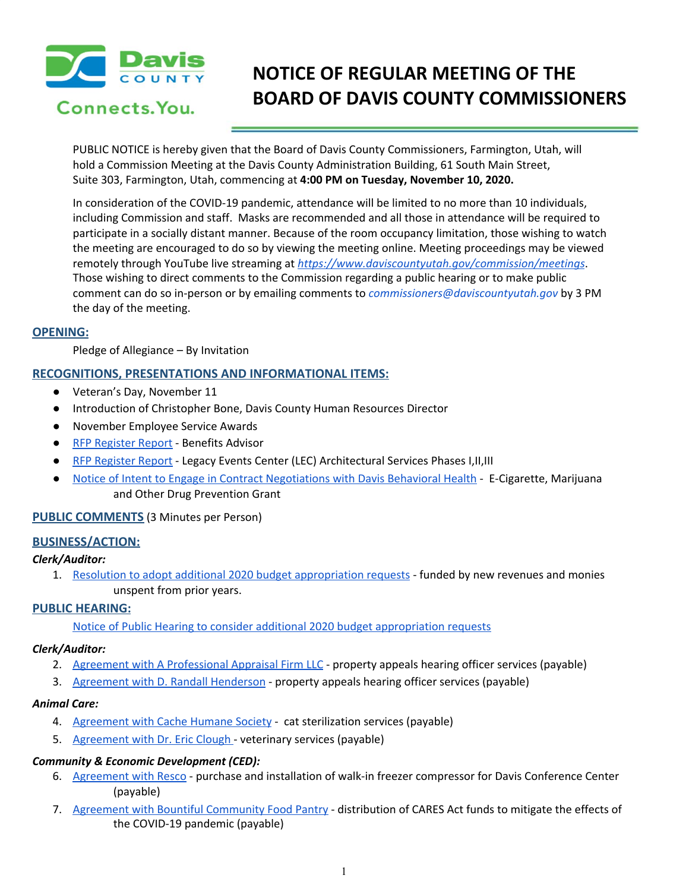Davis COUNTY Connects.You.

# NOTICE OF REGULAR MEETING OF THE BOARD OF DAVIS COUNTY COMMISSIONERS

PUBLIC NOTICE is hereby given that the Board of Davis County Commissioners, Farmington, Utah, will hold a Commission Meeting at the Davis County Administration Building, 61 South Main Street, Suite 303, Farmington, Utah, commencing at **4:00 PM on Tuesday, November 10, 2020.**

In consideration of the COVID-19 pandemic, attendance will be limited to no more than 10 individuals, including Commission and staff. Masks are recommended and all those in attendance will be required to participate in a socially distant manner. Because of the room occupancy limitation, those wishing to watch the meeting are encouraged to do so by viewing the meeting online. Meeting proceedings may be viewed remotely through YouTube live streaming at *https://www.daviscountyutah.gov/commission/meetings*. Those wishing to direct comments to the Commission regarding a public hearing or to make public comment can do so in-person or by emailing comments to *commissioners@daviscountyutah.gov* by 3 PM the day of the meeting.

## OPENING:

Pledge of Allegiance – By Invitation

## RECOGNITIONS, PRESENTATIONS AND INFORMATIONAL ITEMS:

- Veteran's Day, November 11
- Introduction of Christopher Bone, Davis County Human Resources Director
- November Employee Service Awards
- RFP Register Report - Benefits Advisor
- RFP Register Report - Legacy Events Center (LEC) Architectural Services Phases I,II,III
- Notice of Intent to Engage in Contract Negotiations with Davis Behavioral Health - E-Cigarette, Marijuana and Other Drug Prevention Grant

## PUBLIC COMMENTS (3 Minutes per Person)

## BUSINESS/ACTION:

***Clerk/Auditor:***

1. Resolution to adopt additional 2020 budget appropriation requests - funded by new revenues and monies unspent from prior years.

## PUBLIC HEARING:

Notice of Public Hearing to consider additional 2020 budget appropriation requests

***Clerk/Auditor:***

2. Agreement with A Professional Appraisal Firm LLC - property appeals hearing officer services (payable)
3. Agreement with D. Randall Henderson - property appeals hearing officer services (payable)

***Animal Care:***

4. Agreement with Cache Humane Society - cat sterilization services (payable)
5. Agreement with Dr. Eric Clough - veterinary services (payable)

***Community & Economic Development (CED):***

6. Agreement with Resco - purchase and installation of walk-in freezer compressor for Davis Conference Center (payable)
7. Agreement with Bountiful Community Food Pantry - distribution of CARES Act funds to mitigate the effects of the COVID-19 pandemic (payable)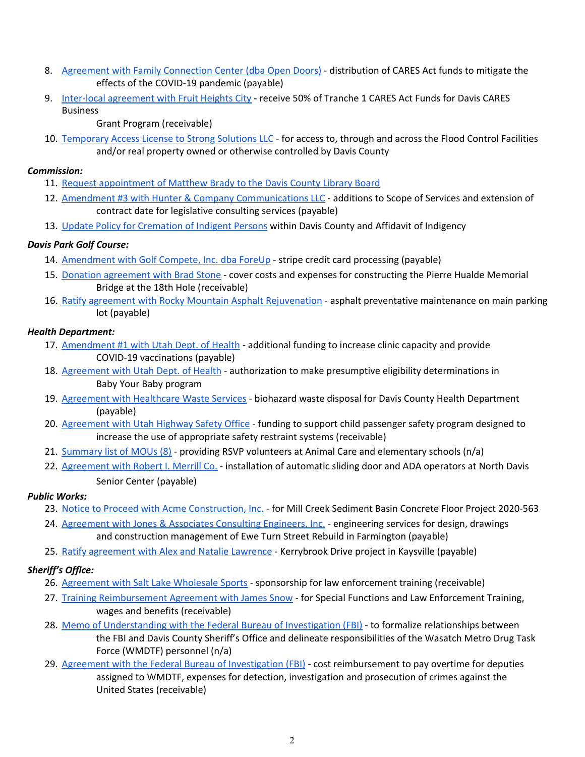8. Agreement with Family Connection Center (dba Open Doors) - distribution of CARES Act funds to mitigate the effects of the COVID-19 pandemic (payable)
9. Inter-local agreement with Fruit Heights City - receive 50% of Tranche 1 CARES Act Funds for Davis CARES Business Grant Program (receivable)
10. Temporary Access License to Strong Solutions LLC - for access to, through and across the Flood Control Facilities and/or real property owned or otherwise controlled by Davis County

***Commission:***

11. Request appointment of Matthew Brady to the Davis County Library Board
12. Amendment #3 with Hunter & Company Communications LLC - additions to Scope of Services and extension of contract date for legislative consulting services (payable)
13. Update Policy for Cremation of Indigent Persons within Davis County and Affidavit of Indigency

***Davis Park Golf Course:***

14. Amendment with Golf Compete, Inc. dba ForeUp - stripe credit card processing (payable)
15. Donation agreement with Brad Stone - cover costs and expenses for constructing the Pierre Hualde Memorial Bridge at the 18th Hole (receivable)
16. Ratify agreement with Rocky Mountain Asphalt Rejuvenation - asphalt preventative maintenance on main parking lot (payable)

***Health Department:***

17. Amendment #1 with Utah Dept. of Health - additional funding to increase clinic capacity and provide COVID-19 vaccinations (payable)
18. Agreement with Utah Dept. of Health - authorization to make presumptive eligibility determinations in Baby Your Baby program
19. Agreement with Healthcare Waste Services - biohazard waste disposal for Davis County Health Department (payable)
20. Agreement with Utah Highway Safety Office - funding to support child passenger safety program designed to increase the use of appropriate safety restraint systems (receivable)
21. Summary list of MOUs (8) - providing RSVP volunteers at Animal Care and elementary schools (n/a)
22. Agreement with Robert I. Merrill Co. - installation of automatic sliding door and ADA operators at North Davis Senior Center (payable)

***Public Works:***

23. Notice to Proceed with Acme Construction, Inc. - for Mill Creek Sediment Basin Concrete Floor Project 2020-563
24. Agreement with Jones & Associates Consulting Engineers, Inc. - engineering services for design, drawings and construction management of Ewe Turn Street Rebuild in Farmington (payable)
25. Ratify agreement with Alex and Natalie Lawrence - Kerrybrook Drive project in Kaysville (payable)

***Sheriff's Office:***

26. Agreement with Salt Lake Wholesale Sports - sponsorship for law enforcement training (receivable)
27. Training Reimbursement Agreement with James Snow - for Special Functions and Law Enforcement Training, wages and benefits (receivable)
28. Memo of Understanding with the Federal Bureau of Investigation (FBI) - to formalize relationships between the FBI and Davis County Sheriff's Office and delineate responsibilities of the Wasatch Metro Drug Task Force (WMDTF) personnel (n/a)
29. Agreement with the Federal Bureau of Investigation (FBI) - cost reimbursement to pay overtime for deputies assigned to WMDTF, expenses for detection, investigation and prosecution of crimes against the United States (receivable)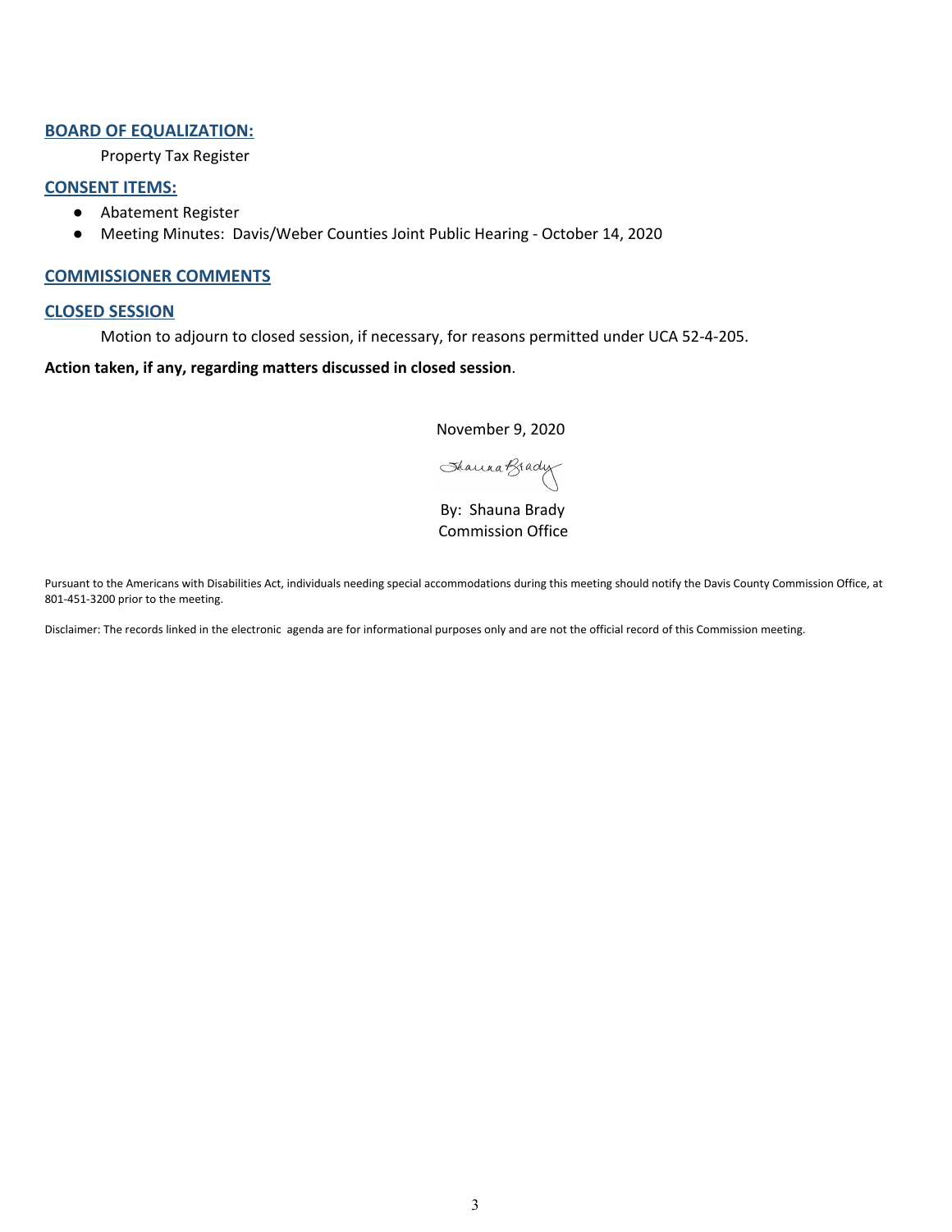## BOARD OF EQUALIZATION:

Property Tax Register

## CONSENT ITEMS:

- Abatement Register
- Meeting Minutes: Davis/Weber Counties Joint Public Hearing - October 14, 2020

## COMMISSIONER COMMENTS

## CLOSED SESSION

Motion to adjourn to closed session, if necessary, for reasons permitted under UCA 52-4-205.

**Action taken, if any, regarding matters discussed in closed session**.

November 9, 2020

Shauna Brady

By: Shauna Brady
Commission Office

Pursuant to the Americans with Disabilities Act, individuals needing special accommodations during this meeting should notify the Davis County Commission Office, at 801-451-3200 prior to the meeting.

Disclaimer: The records linked in the electronic agenda are for informational purposes only and are not the official record of this Commission meeting.